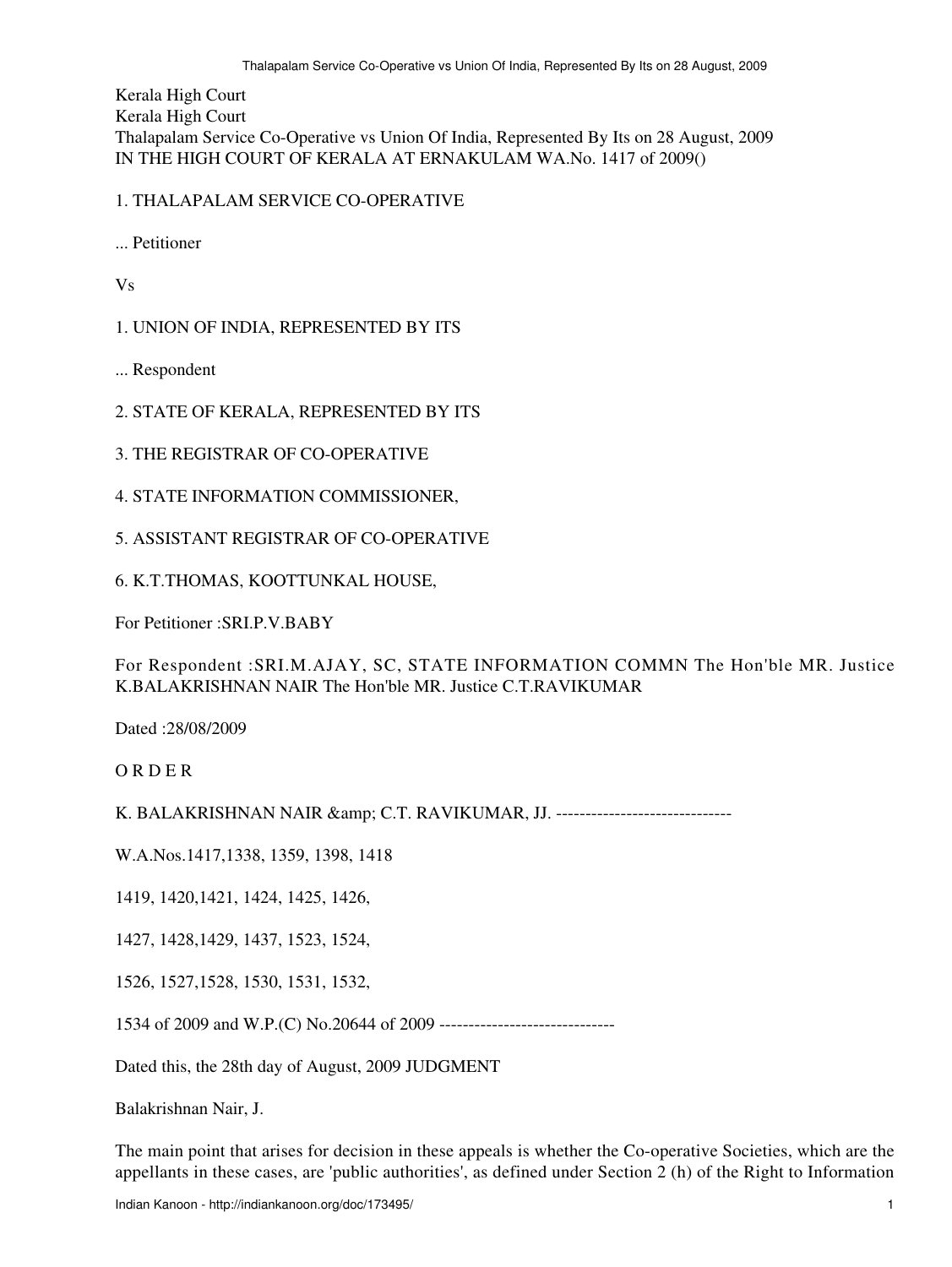Kerala High Court
Kerala High Court
Thalapalam Service Co-Operative vs Union Of India, Represented By Its on 28 August, 2009
IN THE HIGH COURT OF KERALA AT ERNAKULAM WA.No. 1417 of 2009()

1. THALAPALAM SERVICE CO-OPERATIVE

... Petitioner

Vs

1. UNION OF INDIA, REPRESENTED BY ITS

... Respondent

2. STATE OF KERALA, REPRESENTED BY ITS

3. THE REGISTRAR OF CO-OPERATIVE

4. STATE INFORMATION COMMISSIONER,

5. ASSISTANT REGISTRAR OF CO-OPERATIVE

6. K.T.THOMAS, KOOTTUNKAL HOUSE,

For Petitioner :SRI.P.V.BABY

For Respondent :SRI.M.AJAY, SC, STATE INFORMATION COMMN The Hon'ble MR. Justice K.BALAKRISHNAN NAIR The Hon'ble MR. Justice C.T.RAVIKUMAR

Dated :28/08/2009

O R D E R

K. BALAKRISHNAN NAIR &amp; C.T. RAVIKUMAR, JJ. ------------------------------

W.A.Nos.1417,1338, 1359, 1398, 1418

1419, 1420,1421, 1424, 1425, 1426,

1427, 1428,1429, 1437, 1523, 1524,

1526, 1527,1528, 1530, 1531, 1532,

1534 of 2009 and W.P.(C) No.20644 of 2009 ------------------------------

Dated this, the 28th day of August, 2009 JUDGMENT

Balakrishnan Nair, J.

The main point that arises for decision in these appeals is whether the Co-operative Societies, which are the appellants in these cases, are 'public authorities', as defined under Section 2 (h) of the Right to Information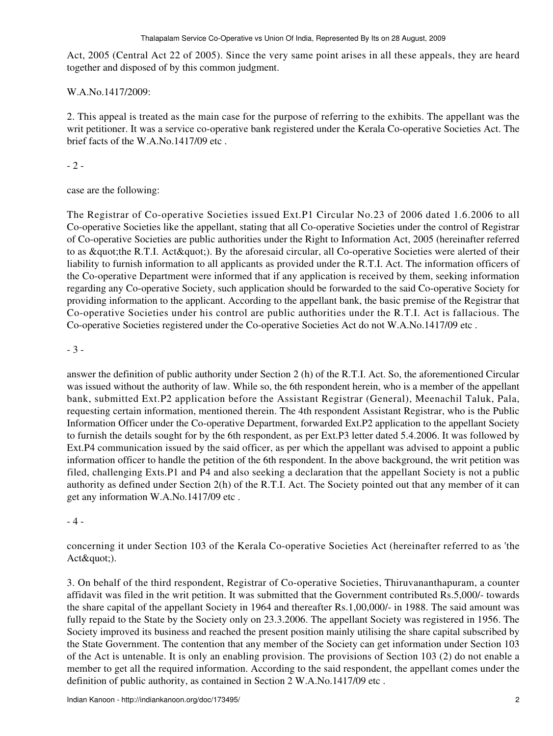Act, 2005 (Central Act 22 of 2005). Since the very same point arises in all these appeals, they are heard together and disposed of by this common judgment.

W.A.No.1417/2009:

2. This appeal is treated as the main case for the purpose of referring to the exhibits. The appellant was the writ petitioner. It was a service co-operative bank registered under the Kerala Co-operative Societies Act. The brief facts of the W.A.No.1417/09 etc .

- 2 -

case are the following:

The Registrar of Co-operative Societies issued Ext.P1 Circular No.23 of 2006 dated 1.6.2006 to all Co-operative Societies like the appellant, stating that all Co-operative Societies under the control of Registrar of Co-operative Societies are public authorities under the Right to Information Act, 2005 (hereinafter referred to as &quot;the R.T.I. Act&quot;). By the aforesaid circular, all Co-operative Societies were alerted of their liability to furnish information to all applicants as provided under the R.T.I. Act. The information officers of the Co-operative Department were informed that if any application is received by them, seeking information regarding any Co-operative Society, such application should be forwarded to the said Co-operative Society for providing information to the applicant. According to the appellant bank, the basic premise of the Registrar that Co-operative Societies under his control are public authorities under the R.T.I. Act is fallacious. The Co-operative Societies registered under the Co-operative Societies Act do not W.A.No.1417/09 etc .

- 3 -

answer the definition of public authority under Section 2 (h) of the R.T.I. Act. So, the aforementioned Circular was issued without the authority of law. While so, the 6th respondent herein, who is a member of the appellant bank, submitted Ext.P2 application before the Assistant Registrar (General), Meenachil Taluk, Pala, requesting certain information, mentioned therein. The 4th respondent Assistant Registrar, who is the Public Information Officer under the Co-operative Department, forwarded Ext.P2 application to the appellant Society to furnish the details sought for by the 6th respondent, as per Ext.P3 letter dated 5.4.2006. It was followed by Ext.P4 communication issued by the said officer, as per which the appellant was advised to appoint a public information officer to handle the petition of the 6th respondent. In the above background, the writ petition was filed, challenging Exts.P1 and P4 and also seeking a declaration that the appellant Society is not a public authority as defined under Section 2(h) of the R.T.I. Act. The Society pointed out that any member of it can get any information W.A.No.1417/09 etc .

- 4 -

concerning it under Section 103 of the Kerala Co-operative Societies Act (hereinafter referred to as 'the Act&quot;).

3. On behalf of the third respondent, Registrar of Co-operative Societies, Thiruvananthapuram, a counter affidavit was filed in the writ petition. It was submitted that the Government contributed Rs.5,000/- towards the share capital of the appellant Society in 1964 and thereafter Rs.1,00,000/- in 1988. The said amount was fully repaid to the State by the Society only on 23.3.2006. The appellant Society was registered in 1956. The Society improved its business and reached the present position mainly utilising the share capital subscribed by the State Government. The contention that any member of the Society can get information under Section 103 of the Act is untenable. It is only an enabling provision. The provisions of Section 103 (2) do not enable a member to get all the required information. According to the said respondent, the appellant comes under the definition of public authority, as contained in Section 2 W.A.No.1417/09 etc .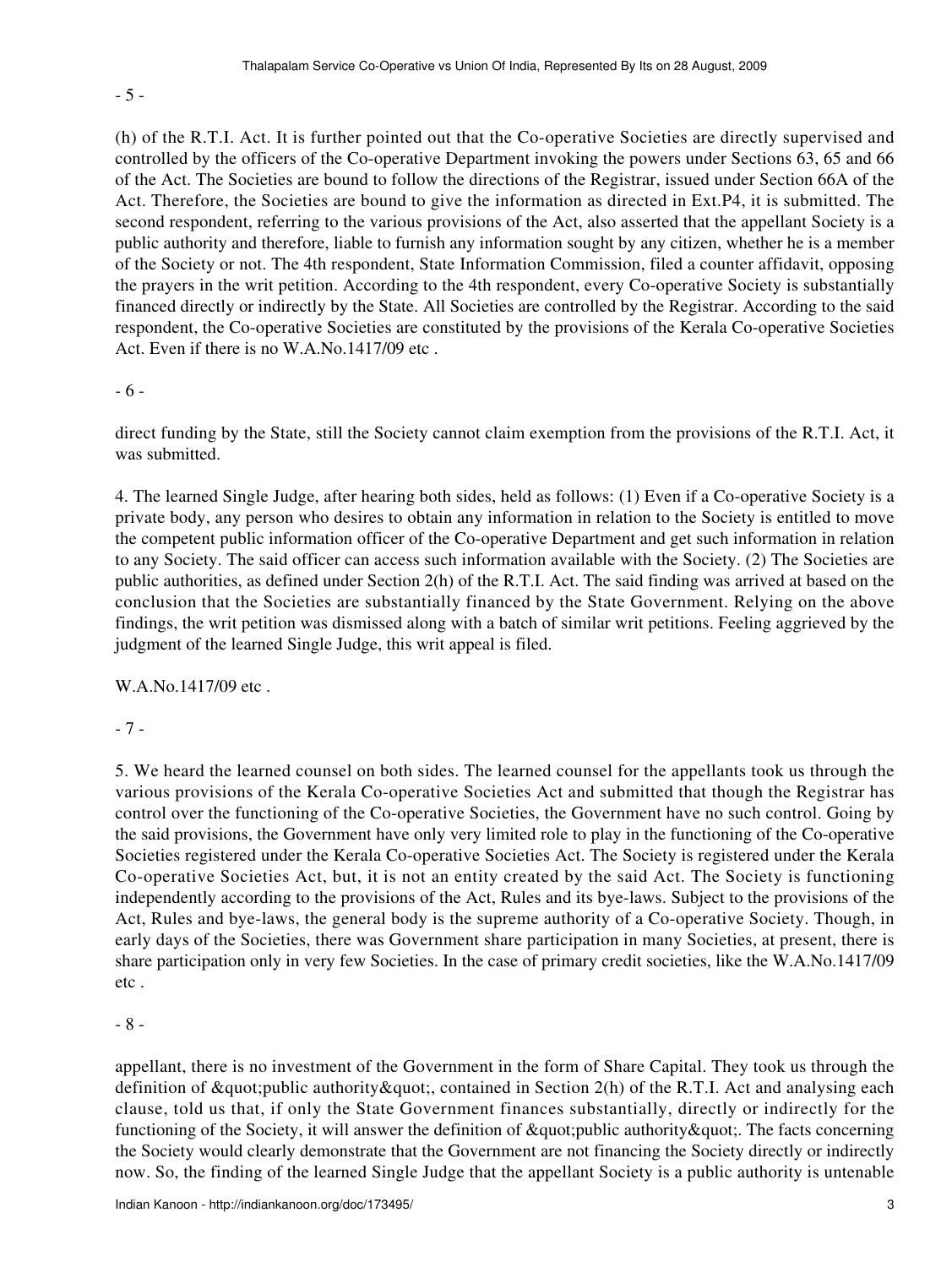(h) of the R.T.I. Act. It is further pointed out that the Co-operative Societies are directly supervised and controlled by the officers of the Co-operative Department invoking the powers under Sections 63, 65 and 66 of the Act. The Societies are bound to follow the directions of the Registrar, issued under Section 66A of the Act. Therefore, the Societies are bound to give the information as directed in Ext.P4, it is submitted. The second respondent, referring to the various provisions of the Act, also asserted that the appellant Society is a public authority and therefore, liable to furnish any information sought by any citizen, whether he is a member of the Society or not. The 4th respondent, State Information Commission, filed a counter affidavit, opposing the prayers in the writ petition. According to the 4th respondent, every Co-operative Society is substantially financed directly or indirectly by the State. All Societies are controlled by the Registrar. According to the said respondent, the Co-operative Societies are constituted by the provisions of the Kerala Co-operative Societies Act. Even if there is no direct funding by the State, still the Society cannot claim exemption from the provisions of the R.T.I. Act, it was submitted.

4. The learned Single Judge, after hearing both sides, held as follows: (1) Even if a Co-operative Society is a private body, any person who desires to obtain any information in relation to the Society is entitled to move the competent public information officer of the Co-operative Department and get such information in relation to any Society. The said officer can access such information available with the Society. (2) The Societies are public authorities, as defined under Section 2(h) of the R.T.I. Act. The said finding was arrived at based on the conclusion that the Societies are substantially financed by the State Government. Relying on the above findings, the writ petition was dismissed along with a batch of similar writ petitions. Feeling aggrieved by the judgment of the learned Single Judge, this writ appeal is filed.

5. We heard the learned counsel on both sides. The learned counsel for the appellants took us through the various provisions of the Kerala Co-operative Societies Act and submitted that though the Registrar has control over the functioning of the Co-operative Societies, the Government have no such control. Going by the said provisions, the Government have only very limited role to play in the functioning of the Co-operative Societies registered under the Kerala Co-operative Societies Act. The Society is registered under the Kerala Co-operative Societies Act, but, it is not an entity created by the said Act. The Society is functioning independently according to the provisions of the Act, Rules and its bye-laws. Subject to the provisions of the Act, Rules and bye-laws, the general body is the supreme authority of a Co-operative Society. Though, in early days of the Societies, there was Government share participation in many Societies, at present, there is share participation only in very few Societies. In the case of primary credit societies, like the appellant, there is no investment of the Government in the form of Share Capital. They took us through the definition of "public authority", contained in Section 2(h) of the R.T.I. Act and analysing each clause, told us that, if only the State Government finances substantially, directly or indirectly for the functioning of the Society, it will answer the definition of "public authority". The facts concerning the Society would clearly demonstrate that the Government are not financing the Society directly or indirectly now. So, the finding of the learned Single Judge that the appellant Society is a public authority is untenable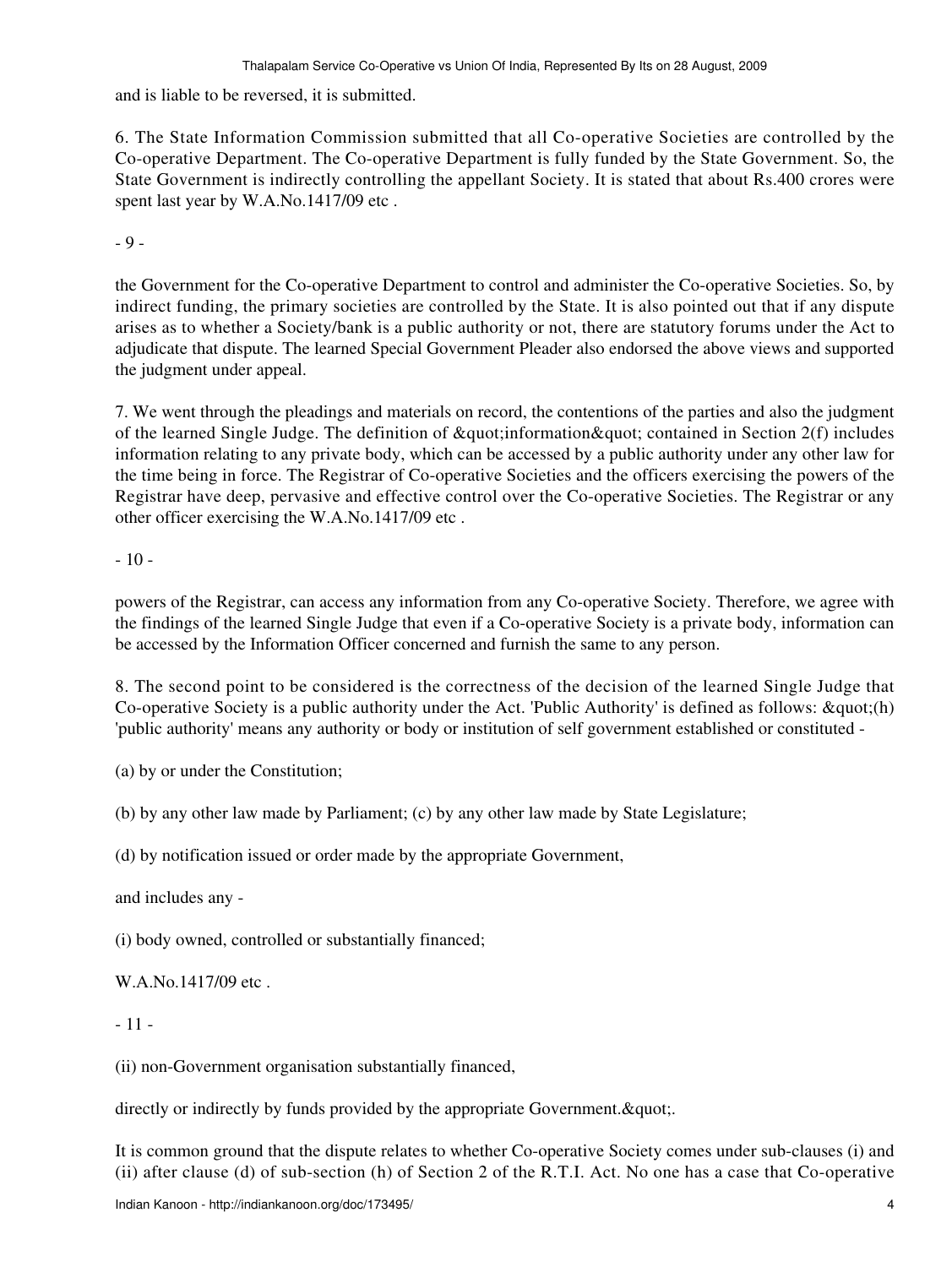and is liable to be reversed, it is submitted.

6. The State Information Commission submitted that all Co-operative Societies are controlled by the Co-operative Department. The Co-operative Department is fully funded by the State Government. So, the State Government is indirectly controlling the appellant Society. It is stated that about Rs.400 crores were spent last year by W.A.No.1417/09 etc .

- 9 -

the Government for the Co-operative Department to control and administer the Co-operative Societies. So, by indirect funding, the primary societies are controlled by the State. It is also pointed out that if any dispute arises as to whether a Society/bank is a public authority or not, there are statutory forums under the Act to adjudicate that dispute. The learned Special Government Pleader also endorsed the above views and supported the judgment under appeal.

7. We went through the pleadings and materials on record, the contentions of the parties and also the judgment of the learned Single Judge. The definition of &quot;information&quot; contained in Section 2(f) includes information relating to any private body, which can be accessed by a public authority under any other law for the time being in force. The Registrar of Co-operative Societies and the officers exercising the powers of the Registrar have deep, pervasive and effective control over the Co-operative Societies. The Registrar or any other officer exercising the W.A.No.1417/09 etc .

- 10 -

powers of the Registrar, can access any information from any Co-operative Society. Therefore, we agree with the findings of the learned Single Judge that even if a Co-operative Society is a private body, information can be accessed by the Information Officer concerned and furnish the same to any person.

8. The second point to be considered is the correctness of the decision of the learned Single Judge that Co-operative Society is a public authority under the Act. 'Public Authority' is defined as follows: &quot;(h) 'public authority' means any authority or body or institution of self government established or constituted -

(a) by or under the Constitution;

(b) by any other law made by Parliament; (c) by any other law made by State Legislature;

(d) by notification issued or order made by the appropriate Government,

and includes any -

(i) body owned, controlled or substantially financed;

W.A.No.1417/09 etc .

- 11 -

(ii) non-Government organisation substantially financed,

directly or indirectly by funds provided by the appropriate Government.&quot;.

It is common ground that the dispute relates to whether Co-operative Society comes under sub-clauses (i) and (ii) after clause (d) of sub-section (h) of Section 2 of the R.T.I. Act. No one has a case that Co-operative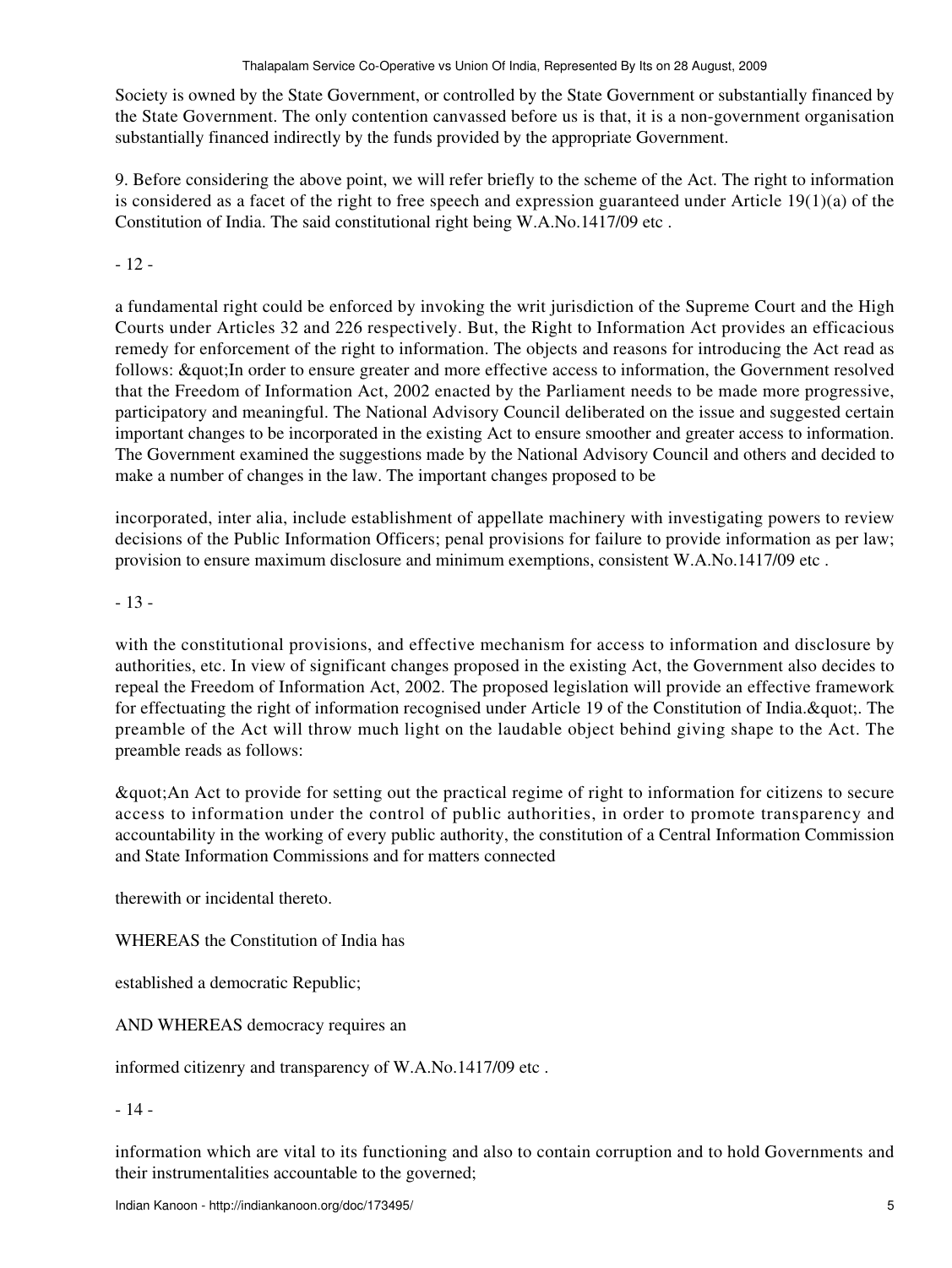Society is owned by the State Government, or controlled by the State Government or substantially financed by the State Government. The only contention canvassed before us is that, it is a non-government organisation substantially financed indirectly by the funds provided by the appropriate Government.

9. Before considering the above point, we will refer briefly to the scheme of the Act. The right to information is considered as a facet of the right to free speech and expression guaranteed under Article 19(1)(a) of the Constitution of India. The said constitutional right being W.A.No.1417/09 etc .

- 12 -

a fundamental right could be enforced by invoking the writ jurisdiction of the Supreme Court and the High Courts under Articles 32 and 226 respectively. But, the Right to Information Act provides an efficacious remedy for enforcement of the right to information. The objects and reasons for introducing the Act read as follows: &quot;In order to ensure greater and more effective access to information, the Government resolved that the Freedom of Information Act, 2002 enacted by the Parliament needs to be made more progressive, participatory and meaningful. The National Advisory Council deliberated on the issue and suggested certain important changes to be incorporated in the existing Act to ensure smoother and greater access to information. The Government examined the suggestions made by the National Advisory Council and others and decided to make a number of changes in the law. The important changes proposed to be

incorporated, inter alia, include establishment of appellate machinery with investigating powers to review decisions of the Public Information Officers; penal provisions for failure to provide information as per law; provision to ensure maximum disclosure and minimum exemptions, consistent W.A.No.1417/09 etc .

- 13 -

with the constitutional provisions, and effective mechanism for access to information and disclosure by authorities, etc. In view of significant changes proposed in the existing Act, the Government also decides to repeal the Freedom of Information Act, 2002. The proposed legislation will provide an effective framework for effectuating the right of information recognised under Article 19 of the Constitution of India.&quot;. The preamble of the Act will throw much light on the laudable object behind giving shape to the Act. The preamble reads as follows:

&quot;An Act to provide for setting out the practical regime of right to information for citizens to secure access to information under the control of public authorities, in order to promote transparency and accountability in the working of every public authority, the constitution of a Central Information Commission and State Information Commissions and for matters connected

therewith or incidental thereto.

WHEREAS the Constitution of India has

established a democratic Republic;

AND WHEREAS democracy requires an

informed citizenry and transparency of W.A.No.1417/09 etc .

- 14 -

information which are vital to its functioning and also to contain corruption and to hold Governments and their instrumentalities accountable to the governed;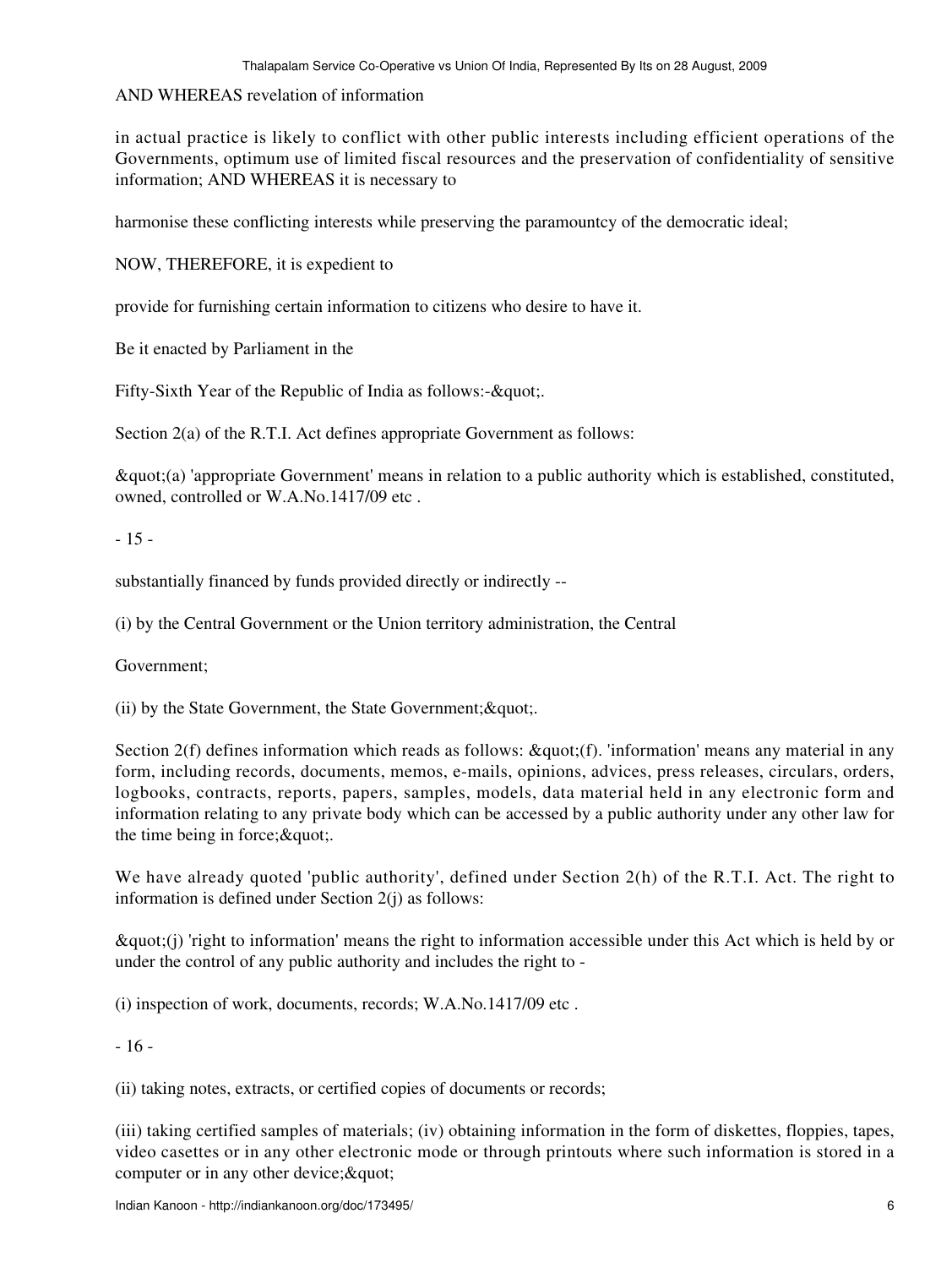AND WHEREAS revelation of information

in actual practice is likely to conflict with other public interests including efficient operations of the Governments, optimum use of limited fiscal resources and the preservation of confidentiality of sensitive information; AND WHEREAS it is necessary to

harmonise these conflicting interests while preserving the paramountcy of the democratic ideal;

NOW, THEREFORE, it is expedient to

provide for furnishing certain information to citizens who desire to have it.

Be it enacted by Parliament in the

Fifty-Sixth Year of the Republic of India as follows:-&quot;.

Section 2(a) of the R.T.I. Act defines appropriate Government as follows:

&quot;(a) 'appropriate Government' means in relation to a public authority which is established, constituted, owned, controlled or W.A.No.1417/09 etc .

- 15 -

substantially financed by funds provided directly or indirectly --

(i) by the Central Government or the Union territory administration, the Central

Government;

(ii) by the State Government, the State Government;&quot;.

Section 2(f) defines information which reads as follows: &quot;(f). 'information' means any material in any form, including records, documents, memos, e-mails, opinions, advices, press releases, circulars, orders, logbooks, contracts, reports, papers, samples, models, data material held in any electronic form and information relating to any private body which can be accessed by a public authority under any other law for the time being in force;&quot;.

We have already quoted 'public authority', defined under Section 2(h) of the R.T.I. Act. The right to information is defined under Section 2(j) as follows:

&quot;(j) 'right to information' means the right to information accessible under this Act which is held by or under the control of any public authority and includes the right to -

(i) inspection of work, documents, records; W.A.No.1417/09 etc .

- 16 -

(ii) taking notes, extracts, or certified copies of documents or records;

(iii) taking certified samples of materials; (iv) obtaining information in the form of diskettes, floppies, tapes, video casettes or in any other electronic mode or through printouts where such information is stored in a computer or in any other device;&quot;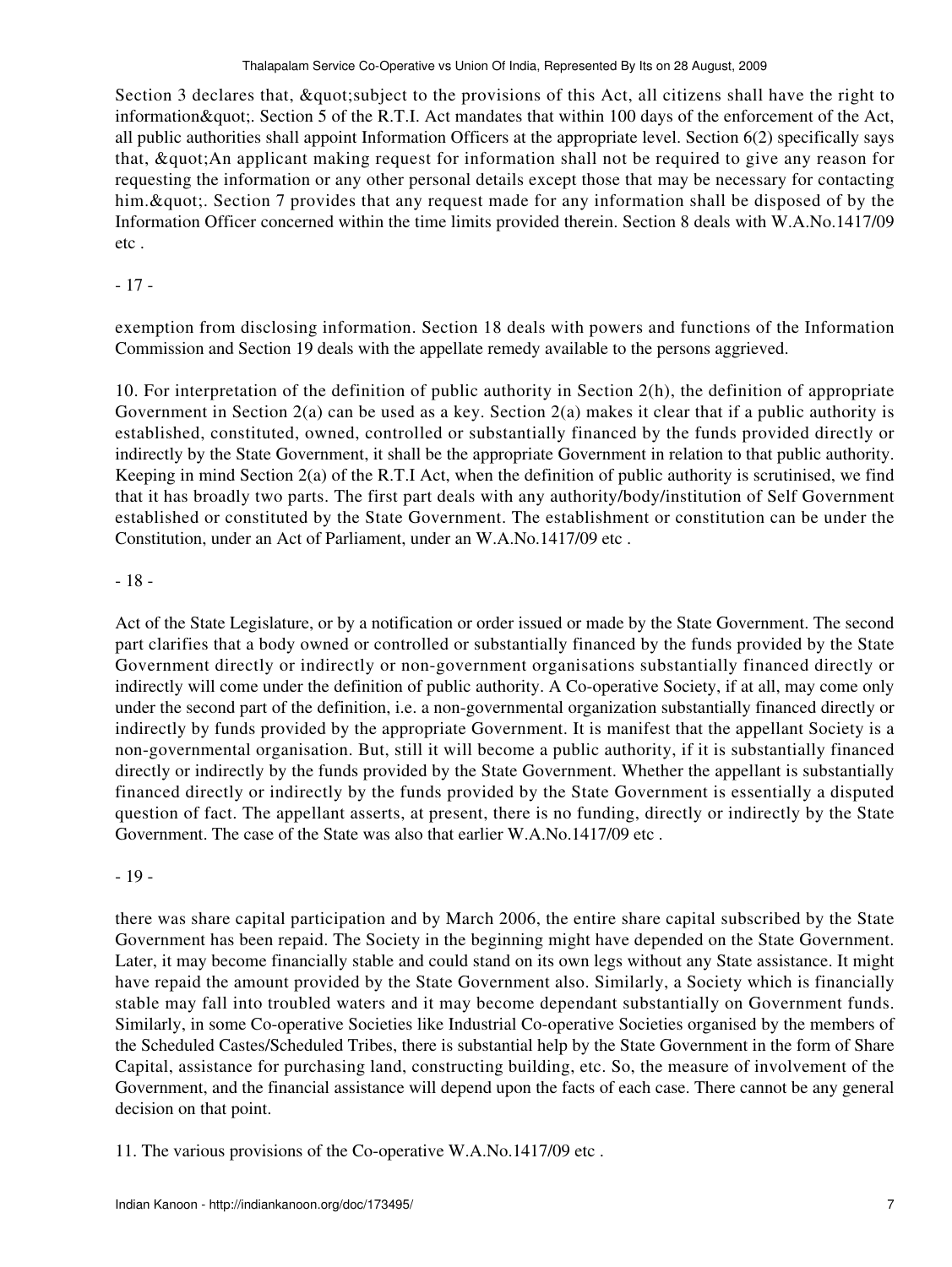Section 3 declares that, &quot;subject to the provisions of this Act, all citizens shall have the right to information&quot;. Section 5 of the R.T.I. Act mandates that within 100 days of the enforcement of the Act, all public authorities shall appoint Information Officers at the appropriate level. Section 6(2) specifically says that, &quot;An applicant making request for information shall not be required to give any reason for requesting the information or any other personal details except those that may be necessary for contacting him.&quot;. Section 7 provides that any request made for any information shall be disposed of by the Information Officer concerned within the time limits provided therein. Section 8 deals with W.A.No.1417/09 etc .

- 17 -

exemption from disclosing information. Section 18 deals with powers and functions of the Information Commission and Section 19 deals with the appellate remedy available to the persons aggrieved.

10. For interpretation of the definition of public authority in Section 2(h), the definition of appropriate Government in Section 2(a) can be used as a key. Section 2(a) makes it clear that if a public authority is established, constituted, owned, controlled or substantially financed by the funds provided directly or indirectly by the State Government, it shall be the appropriate Government in relation to that public authority. Keeping in mind Section 2(a) of the R.T.I Act, when the definition of public authority is scrutinised, we find that it has broadly two parts. The first part deals with any authority/body/institution of Self Government established or constituted by the State Government. The establishment or constitution can be under the Constitution, under an Act of Parliament, under an W.A.No.1417/09 etc .

- 18 -

Act of the State Legislature, or by a notification or order issued or made by the State Government. The second part clarifies that a body owned or controlled or substantially financed by the funds provided by the State Government directly or indirectly or non-government organisations substantially financed directly or indirectly will come under the definition of public authority. A Co-operative Society, if at all, may come only under the second part of the definition, i.e. a non-governmental organization substantially financed directly or indirectly by funds provided by the appropriate Government. It is manifest that the appellant Society is a non-governmental organisation. But, still it will become a public authority, if it is substantially financed directly or indirectly by the funds provided by the State Government. Whether the appellant is substantially financed directly or indirectly by the funds provided by the State Government is essentially a disputed question of fact. The appellant asserts, at present, there is no funding, directly or indirectly by the State Government. The case of the State was also that earlier W.A.No.1417/09 etc .

- 19 -

there was share capital participation and by March 2006, the entire share capital subscribed by the State Government has been repaid. The Society in the beginning might have depended on the State Government. Later, it may become financially stable and could stand on its own legs without any State assistance. It might have repaid the amount provided by the State Government also. Similarly, a Society which is financially stable may fall into troubled waters and it may become dependant substantially on Government funds. Similarly, in some Co-operative Societies like Industrial Co-operative Societies organised by the members of the Scheduled Castes/Scheduled Tribes, there is substantial help by the State Government in the form of Share Capital, assistance for purchasing land, constructing building, etc. So, the measure of involvement of the Government, and the financial assistance will depend upon the facts of each case. There cannot be any general decision on that point.

11. The various provisions of the Co-operative W.A.No.1417/09 etc .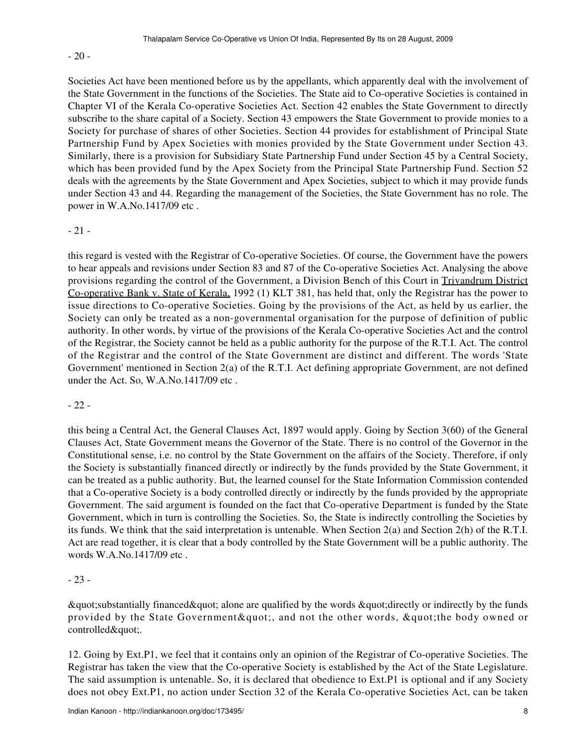- 20 -

Societies Act have been mentioned before us by the appellants, which apparently deal with the involvement of the State Government in the functions of the Societies. The State aid to Co-operative Societies is contained in Chapter VI of the Kerala Co-operative Societies Act. Section 42 enables the State Government to directly subscribe to the share capital of a Society. Section 43 empowers the State Government to provide monies to a Society for purchase of shares of other Societies. Section 44 provides for establishment of Principal State Partnership Fund by Apex Societies with monies provided by the State Government under Section 43. Similarly, there is a provision for Subsidiary State Partnership Fund under Section 45 by a Central Society, which has been provided fund by the Apex Society from the Principal State Partnership Fund. Section 52 deals with the agreements by the State Government and Apex Societies, subject to which it may provide funds under Section 43 and 44. Regarding the management of the Societies, the State Government has no role. The power in W.A.No.1417/09 etc .

- 21 -

this regard is vested with the Registrar of Co-operative Societies. Of course, the Government have the powers to hear appeals and revisions under Section 83 and 87 of the Co-operative Societies Act. Analysing the above provisions regarding the control of the Government, a Division Bench of this Court in Trivandrum District Co-operative Bank v. State of Kerala, 1992 (1) KLT 381, has held that, only the Registrar has the power to issue directions to Co-operative Societies. Going by the provisions of the Act, as held by us earlier, the Society can only be treated as a non-governmental organisation for the purpose of definition of public authority. In other words, by virtue of the provisions of the Kerala Co-operative Societies Act and the control of the Registrar, the Society cannot be held as a public authority for the purpose of the R.T.I. Act. The control of the Registrar and the control of the State Government are distinct and different. The words 'State Government' mentioned in Section 2(a) of the R.T.I. Act defining appropriate Government, are not defined under the Act. So, W.A.No.1417/09 etc .

- 22 -

this being a Central Act, the General Clauses Act, 1897 would apply. Going by Section 3(60) of the General Clauses Act, State Government means the Governor of the State. There is no control of the Governor in the Constitutional sense, i.e. no control by the State Government on the affairs of the Society. Therefore, if only the Society is substantially financed directly or indirectly by the funds provided by the State Government, it can be treated as a public authority. But, the learned counsel for the State Information Commission contended that a Co-operative Society is a body controlled directly or indirectly by the funds provided by the appropriate Government. The said argument is founded on the fact that Co-operative Department is funded by the State Government, which in turn is controlling the Societies. So, the State is indirectly controlling the Societies by its funds. We think that the said interpretation is untenable. When Section 2(a) and Section 2(h) of the R.T.I. Act are read together, it is clear that a body controlled by the State Government will be a public authority. The words W.A.No.1417/09 etc .

- 23 -

&quot;substantially financed&quot; alone are qualified by the words &quot;directly or indirectly by the funds provided by the State Government&quot;, and not the other words, &quot;the body owned or controlled&quot;.

12. Going by Ext.P1, we feel that it contains only an opinion of the Registrar of Co-operative Societies. The Registrar has taken the view that the Co-operative Society is established by the Act of the State Legislature. The said assumption is untenable. So, it is declared that obedience to Ext.P1 is optional and if any Society does not obey Ext.P1, no action under Section 32 of the Kerala Co-operative Societies Act, can be taken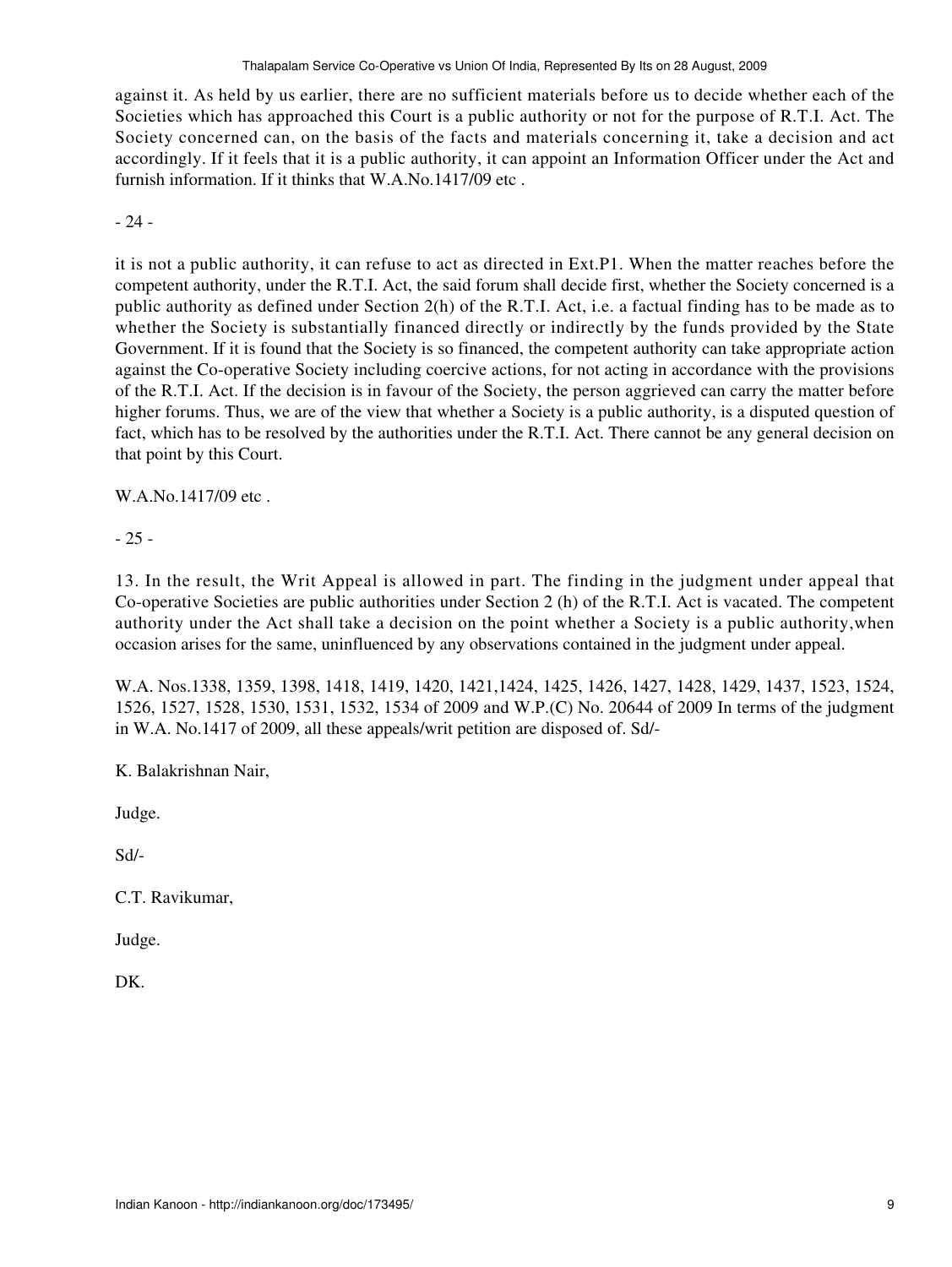against it. As held by us earlier, there are no sufficient materials before us to decide whether each of the Societies which has approached this Court is a public authority or not for the purpose of R.T.I. Act. The Society concerned can, on the basis of the facts and materials concerning it, take a decision and act accordingly. If it feels that it is a public authority, it can appoint an Information Officer under the Act and furnish information. If it thinks that W.A.No.1417/09 etc .

- 24 -

it is not a public authority, it can refuse to act as directed in Ext.P1. When the matter reaches before the competent authority, under the R.T.I. Act, the said forum shall decide first, whether the Society concerned is a public authority as defined under Section 2(h) of the R.T.I. Act, i.e. a factual finding has to be made as to whether the Society is substantially financed directly or indirectly by the funds provided by the State Government. If it is found that the Society is so financed, the competent authority can take appropriate action against the Co-operative Society including coercive actions, for not acting in accordance with the provisions of the R.T.I. Act. If the decision is in favour of the Society, the person aggrieved can carry the matter before higher forums. Thus, we are of the view that whether a Society is a public authority, is a disputed question of fact, which has to be resolved by the authorities under the R.T.I. Act. There cannot be any general decision on that point by this Court.

W.A.No.1417/09 etc .

- 25 -

13. In the result, the Writ Appeal is allowed in part. The finding in the judgment under appeal that Co-operative Societies are public authorities under Section 2 (h) of the R.T.I. Act is vacated. The competent authority under the Act shall take a decision on the point whether a Society is a public authority,when occasion arises for the same, uninfluenced by any observations contained in the judgment under appeal.

W.A. Nos.1338, 1359, 1398, 1418, 1419, 1420, 1421,1424, 1425, 1426, 1427, 1428, 1429, 1437, 1523, 1524, 1526, 1527, 1528, 1530, 1531, 1532, 1534 of 2009 and W.P.(C) No. 20644 of 2009 In terms of the judgment in W.A. No.1417 of 2009, all these appeals/writ petition are disposed of. Sd/-

K. Balakrishnan Nair,

Judge.

Sd/-

C.T. Ravikumar,

Judge.

DK.